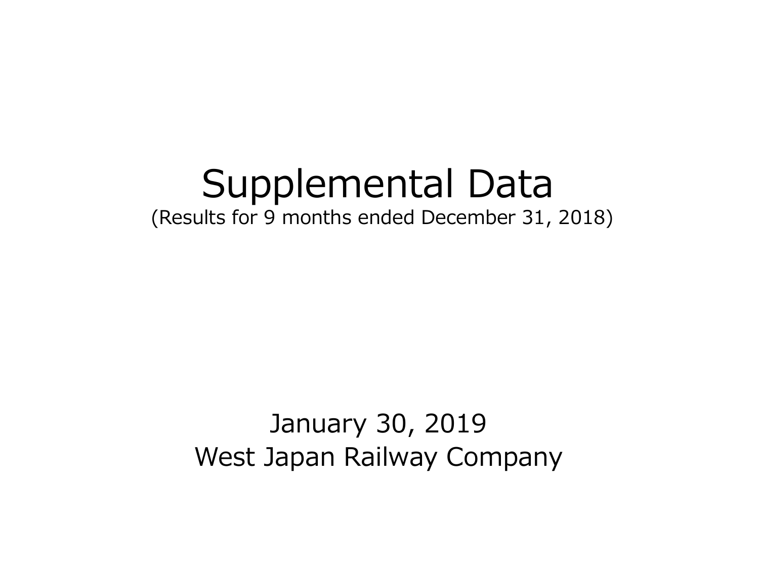# Supplemental Data

(Results for 9 months ended December 31, 2018)

January 30, 2019

West Japan Railway Company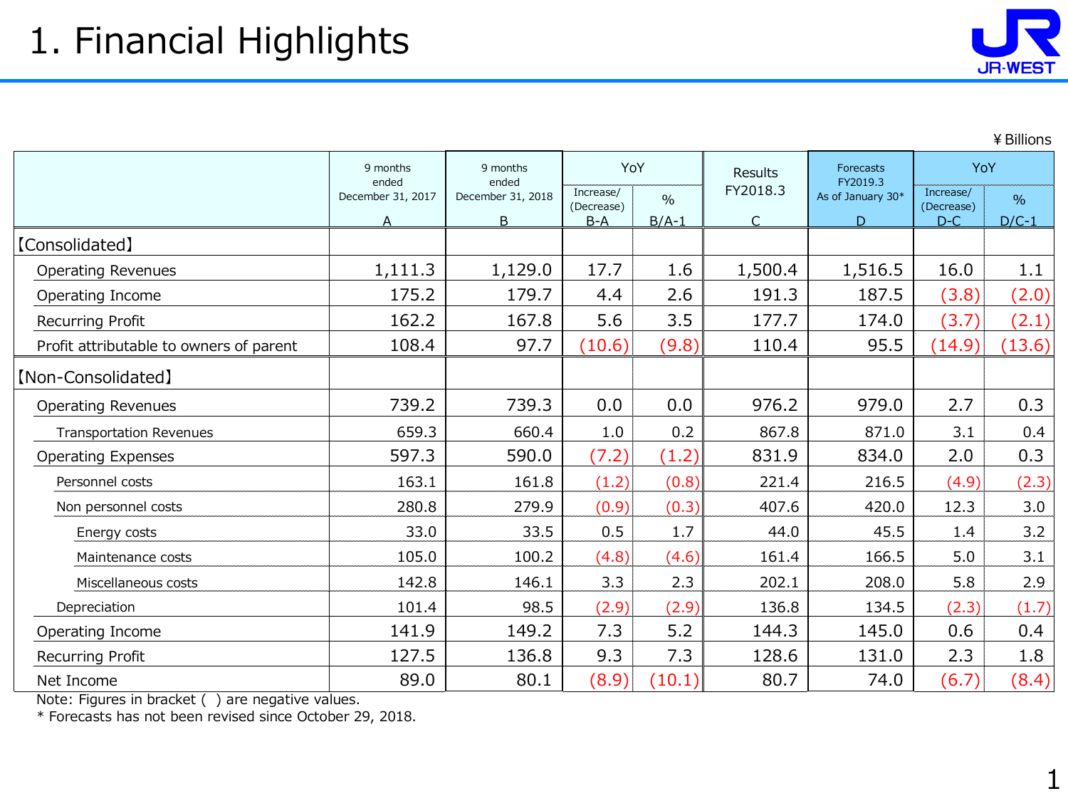# 1. Financial Highlights

¥Billions

| | 9 months ended December 31, 2017<br>A | 9 months ended December 31, 2018<br>B | YoY Increase/ (Decrease)<br>B-A | YoY %<br>B/A-1 | Results FY2018.3<br>C | Forecasts FY2019.3 As of January 30*<br>D | YoY Increase/ (Decrease)<br>D-C | YoY %<br>D/C-1 |
|---|---|---|---|---|---|---|---|---|
| 【Consolidated】 | | | | | | | | |
| Operating Revenues | 1,111.3 | 1,129.0 | 17.7 | 1.6 | 1,500.4 | 1,516.5 | 16.0 | 1.1 |
| Operating Income | 175.2 | 179.7 | 4.4 | 2.6 | 191.3 | 187.5 | (3.8) | (2.0) |
| Recurring Profit | 162.2 | 167.8 | 5.6 | 3.5 | 177.7 | 174.0 | (3.7) | (2.1) |
| Profit attributable to owners of parent | 108.4 | 97.7 | (10.6) | (9.8) | 110.4 | 95.5 | (14.9) | (13.6) |
| 【Non-Consolidated】 | | | | | | | | |
| Operating Revenues | 739.2 | 739.3 | 0.0 | 0.0 | 976.2 | 979.0 | 2.7 | 0.3 |
| Transportation Revenues | 659.3 | 660.4 | 1.0 | 0.2 | 867.8 | 871.0 | 3.1 | 0.4 |
| Operating Expenses | 597.3 | 590.0 | (7.2) | (1.2) | 831.9 | 834.0 | 2.0 | 0.3 |
| Personnel costs | 163.1 | 161.8 | (1.2) | (0.8) | 221.4 | 216.5 | (4.9) | (2.3) |
| Non personnel costs | 280.8 | 279.9 | (0.9) | (0.3) | 407.6 | 420.0 | 12.3 | 3.0 |
| Energy costs | 33.0 | 33.5 | 0.5 | 1.7 | 44.0 | 45.5 | 1.4 | 3.2 |
| Maintenance costs | 105.0 | 100.2 | (4.8) | (4.6) | 161.4 | 166.5 | 5.0 | 3.1 |
| Miscellaneous costs | 142.8 | 146.1 | 3.3 | 2.3 | 202.1 | 208.0 | 5.8 | 2.9 |
| Depreciation | 101.4 | 98.5 | (2.9) | (2.9) | 136.8 | 134.5 | (2.3) | (1.7) |
| Operating Income | 141.9 | 149.2 | 7.3 | 5.2 | 144.3 | 145.0 | 0.6 | 0.4 |
| Recurring Profit | 127.5 | 136.8 | 9.3 | 7.3 | 128.6 | 131.0 | 2.3 | 1.8 |
| Net Income | 89.0 | 80.1 | (8.9) | (10.1) | 80.7 | 74.0 | (6.7) | (8.4) |

Note: Figures in bracket ( ) are negative values.

* Forecasts has not been revised since October 29, 2018.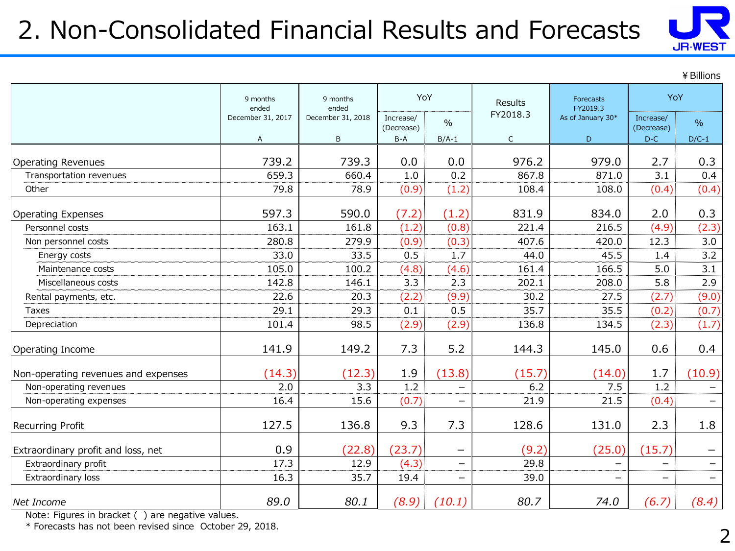# 2. Non-Consolidated Financial Results and Forecasts

¥Billions

| | 9 months ended December 31, 2017 | 9 months ended December 31, 2018 | YoY | | Results FY2018.3 | Forecasts FY2019.3 As of January 30* | YoY | |
|---|---|---|---|---|---|---|---|---|
| | | | Increase/ (Decrease) | % | | | Increase/ (Decrease) | % |
| | A | B | B-A | B/A-1 | C | D | D-C | D/C-1 |
| Operating Revenues | 739.2 | 739.3 | 0.0 | 0.0 | 976.2 | 979.0 | 2.7 | 0.3 |
| Transportation revenues | 659.3 | 660.4 | 1.0 | 0.2 | 867.8 | 871.0 | 3.1 | 0.4 |
| Other | 79.8 | 78.9 | (0.9) | (1.2) | 108.4 | 108.0 | (0.4) | (0.4) |
| Operating Expenses | 597.3 | 590.0 | (7.2) | (1.2) | 831.9 | 834.0 | 2.0 | 0.3 |
| Personnel costs | 163.1 | 161.8 | (1.2) | (0.8) | 221.4 | 216.5 | (4.9) | (2.3) |
| Non personnel costs | 280.8 | 279.9 | (0.9) | (0.3) | 407.6 | 420.0 | 12.3 | 3.0 |
| Energy costs | 33.0 | 33.5 | 0.5 | 1.7 | 44.0 | 45.5 | 1.4 | 3.2 |
| Maintenance costs | 105.0 | 100.2 | (4.8) | (4.6) | 161.4 | 166.5 | 5.0 | 3.1 |
| Miscellaneous costs | 142.8 | 146.1 | 3.3 | 2.3 | 202.1 | 208.0 | 5.8 | 2.9 |
| Rental payments, etc. | 22.6 | 20.3 | (2.2) | (9.9) | 30.2 | 27.5 | (2.7) | (9.0) |
| Taxes | 29.1 | 29.3 | 0.1 | 0.5 | 35.7 | 35.5 | (0.2) | (0.7) |
| Depreciation | 101.4 | 98.5 | (2.9) | (2.9) | 136.8 | 134.5 | (2.3) | (1.7) |
| Operating Income | 141.9 | 149.2 | 7.3 | 5.2 | 144.3 | 145.0 | 0.6 | 0.4 |
| Non-operating revenues and expenses | (14.3) | (12.3) | 1.9 | (13.8) | (15.7) | (14.0) | 1.7 | (10.9) |
| Non-operating revenues | 2.0 | 3.3 | 1.2 | – | 6.2 | 7.5 | 1.2 | – |
| Non-operating expenses | 16.4 | 15.6 | (0.7) | – | 21.9 | 21.5 | (0.4) | – |
| Recurring Profit | 127.5 | 136.8 | 9.3 | 7.3 | 128.6 | 131.0 | 2.3 | 1.8 |
| Extraordinary profit and loss, net | 0.9 | (22.8) | (23.7) | – | (9.2) | (25.0) | (15.7) | – |
| Extraordinary profit | 17.3 | 12.9 | (4.3) | – | 29.8 | – | – | – |
| Extraordinary loss | 16.3 | 35.7 | 19.4 | – | 39.0 | – | – | – |
| *Net Income* | *89.0* | *80.1* | *(8.9)* | *(10.1)* | *80.7* | *74.0* | *(6.7)* | *(8.4)* |

Note: Figures in bracket ( ) are negative values.

\* Forecasts has not been revised since October 29, 2018.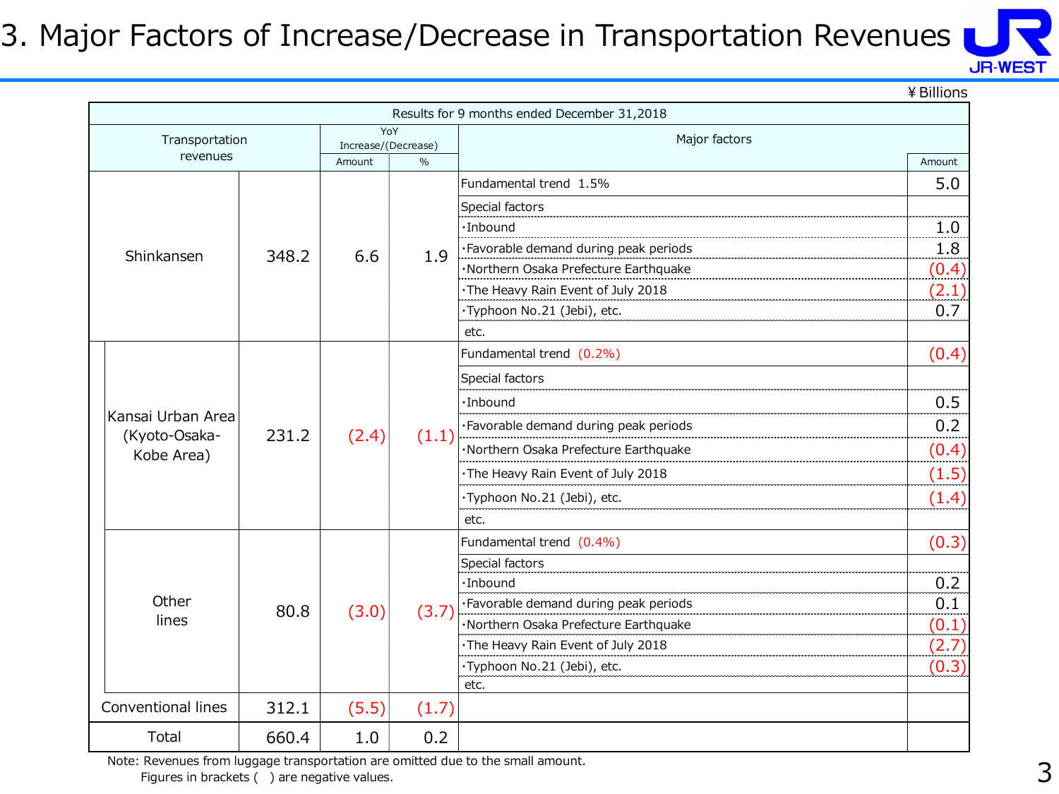# 3. Major Factors of Increase/Decrease in Transportation Revenues

¥Billions

| Transportation revenues | | | YoY Increase/(Decrease) | | Major factors | |
|---|---|---|---|---|---|---|
| Results for 9 months ended December 31,2018 | | | | | | |
| | | | Amount | % | | Amount |
| Shinkansen | | 348.2 | 6.6 | 1.9 | Fundamental trend 1.5% | 5.0 |
| | | | | | Special factors | |
| | | | | | ･Inbound | 1.0 |
| | | | | | ･Favorable demand during peak periods | 1.8 |
| | | | | | ･Northern Osaka Prefecture Earthquake | (0.4) |
| | | | | | ･The Heavy Rain Event of July 2018 | (2.1) |
| | | | | | ･Typhoon No.21 (Jebi), etc. | 0.7 |
| | | | | | etc. | |
| | Kansai Urban Area (Kyoto-Osaka-Kobe Area) | 231.2 | (2.4) | (1.1) | Fundamental trend (0.2%) | (0.4) |
| | | | | | Special factors | |
| | | | | | ･Inbound | 0.5 |
| | | | | | ･Favorable demand during peak periods | 0.2 |
| | | | | | ･Northern Osaka Prefecture Earthquake | (0.4) |
| | | | | | ･The Heavy Rain Event of July 2018 | (1.5) |
| | | | | | ･Typhoon No.21 (Jebi), etc. | (1.4) |
| | | | | | etc. | |
| | Other lines | 80.8 | (3.0) | (3.7) | Fundamental trend (0.4%) | (0.3) |
| | | | | | Special factors | |
| | | | | | ･Inbound | 0.2 |
| | | | | | ･Favorable demand during peak periods | 0.1 |
| | | | | | ･Northern Osaka Prefecture Earthquake | (0.1) |
| | | | | | ･The Heavy Rain Event of July 2018 | (2.7) |
| | | | | | ･Typhoon No.21 (Jebi), etc. | (0.3) |
| | | | | | etc. | |
| Conventional lines | | 312.1 | (5.5) | (1.7) | | |
| Total | | 660.4 | 1.0 | 0.2 | | |

Note: Revenues from luggage transportation are omitted due to the small amount.
Figures in brackets ( ) are negative values.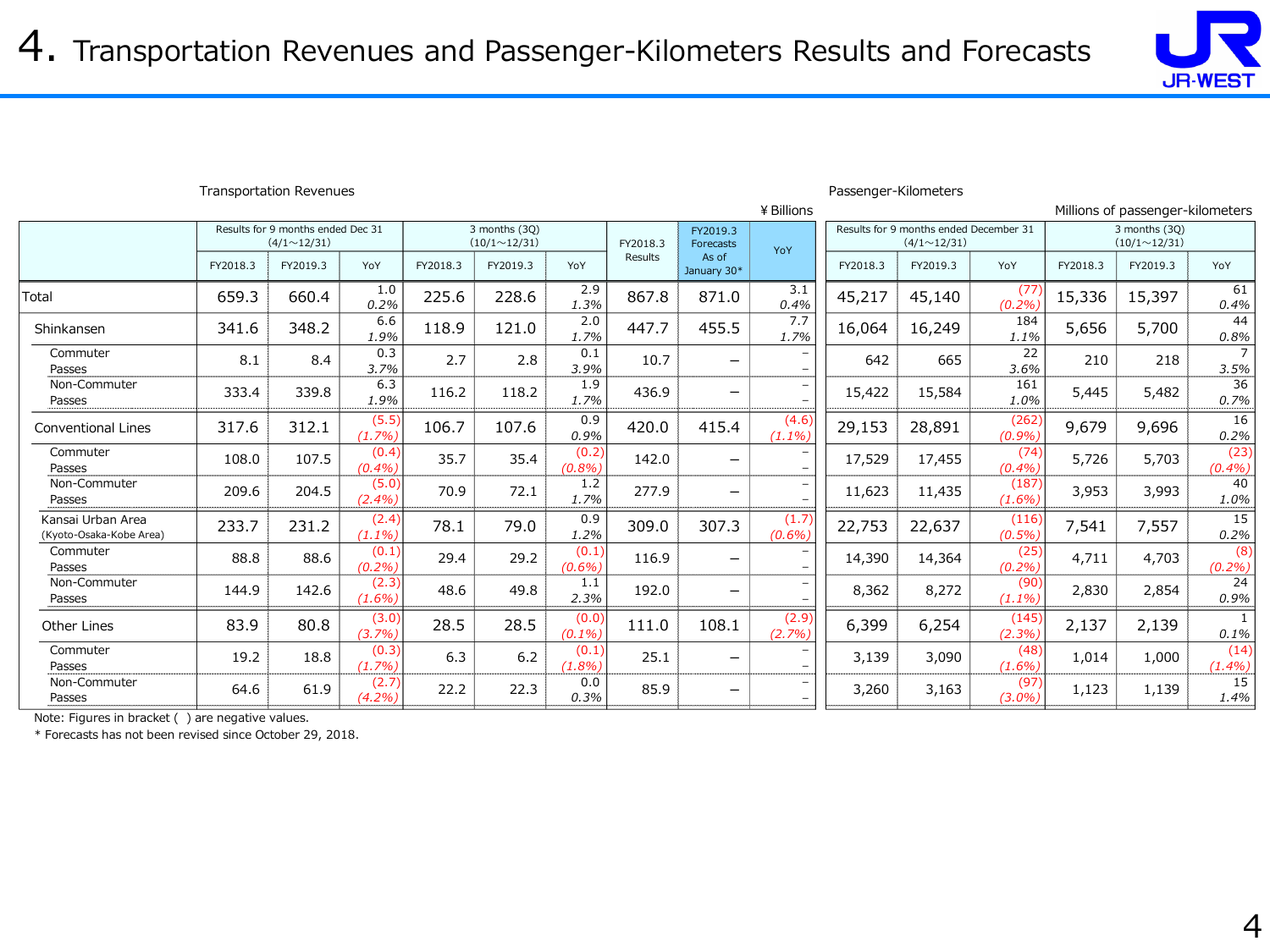# 4. Transportation Revenues and Passenger-Kilometers Results and Forecasts

Transportation Revenues (¥ Billions)

| | Results for 9 months ended Dec 31 (4/1~12/31) | | | 3 months (3Q) (10/1~12/31) | | | FY2018.3 Results | FY2019.3 Forecasts As of January 30* | YoY |
|---|---|---|---|---|---|---|---|---|---|
| | FY2018.3 | FY2019.3 | YoY | FY2018.3 | FY2019.3 | YoY | | | |
| Total | 659.3 | 660.4 | 1.0 / 0.2% | 225.6 | 228.6 | 2.9 / 1.3% | 867.8 | 871.0 | 3.1 / 0.4% |
| Shinkansen | 341.6 | 348.2 | 6.6 / 1.9% | 118.9 | 121.0 | 2.0 / 1.7% | 447.7 | 455.5 | 7.7 / 1.7% |
| Commuter Passes | 8.1 | 8.4 | 0.3 / 3.7% | 2.7 | 2.8 | 0.1 / 3.9% | 10.7 | – | – / – |
| Non-Commuter Passes | 333.4 | 339.8 | 6.3 / 1.9% | 116.2 | 118.2 | 1.9 / 1.7% | 436.9 | – | – / – |
| Conventional Lines | 317.6 | 312.1 | (5.5) / (1.7%) | 106.7 | 107.6 | 0.9 / 0.9% | 420.0 | 415.4 | (4.6) / (1.1%) |
| Commuter Passes | 108.0 | 107.5 | (0.4) / (0.4%) | 35.7 | 35.4 | (0.2) / (0.8%) | 142.0 | – | – / – |
| Non-Commuter Passes | 209.6 | 204.5 | (5.0) / (2.4%) | 70.9 | 72.1 | 1.2 / 1.7% | 277.9 | – | – / – |
| Kansai Urban Area (Kyoto-Osaka-Kobe Area) | 233.7 | 231.2 | (2.4) / (1.1%) | 78.1 | 79.0 | 0.9 / 1.2% | 309.0 | 307.3 | (1.7) / (0.6%) |
| Commuter Passes | 88.8 | 88.6 | (0.1) / (0.2%) | 29.4 | 29.2 | (0.1) / (0.6%) | 116.9 | – | – / – |
| Non-Commuter Passes | 144.9 | 142.6 | (2.3) / (1.6%) | 48.6 | 49.8 | 1.1 / 2.3% | 192.0 | – | – / – |
| Other Lines | 83.9 | 80.8 | (3.0) / (3.7%) | 28.5 | 28.5 | (0.0) / (0.1%) | 111.0 | 108.1 | (2.9) / (2.7%) |
| Commuter Passes | 19.2 | 18.8 | (0.3) / (1.7%) | 6.3 | 6.2 | (0.1) / (1.8%) | 25.1 | – | – / – |
| Non-Commuter Passes | 64.6 | 61.9 | (2.7) / (4.2%) | 22.2 | 22.3 | 0.0 / 0.3% | 85.9 | – | – / – |

Passenger-Kilometers (Millions of passenger-kilometers)

| | Results for 9 months ended December 31 (4/1~12/31) | | | 3 months (3Q) (10/1~12/31) | | |
|---|---|---|---|---|---|---|
| | FY2018.3 | FY2019.3 | YoY | FY2018.3 | FY2019.3 | YoY |
| Total | 45,217 | 45,140 | (77) / (0.2%) | 15,336 | 15,397 | 61 / 0.4% |
| Shinkansen | 16,064 | 16,249 | 184 / 1.1% | 5,656 | 5,700 | 44 / 0.8% |
| Commuter Passes | 642 | 665 | 22 / 3.6% | 210 | 218 | 7 / 3.5% |
| Non-Commuter Passes | 15,422 | 15,584 | 161 / 1.0% | 5,445 | 5,482 | 36 / 0.7% |
| Conventional Lines | 29,153 | 28,891 | (262) / (0.9%) | 9,679 | 9,696 | 16 / 0.2% |
| Commuter Passes | 17,529 | 17,455 | (74) / (0.4%) | 5,726 | 5,703 | (23) / (0.4%) |
| Non-Commuter Passes | 11,623 | 11,435 | (187) / (1.6%) | 3,953 | 3,993 | 40 / 1.0% |
| Kansai Urban Area (Kyoto-Osaka-Kobe Area) | 22,753 | 22,637 | (116) / (0.5%) | 7,541 | 7,557 | 15 / 0.2% |
| Commuter Passes | 14,390 | 14,364 | (25) / (0.2%) | 4,711 | 4,703 | (8) / (0.2%) |
| Non-Commuter Passes | 8,362 | 8,272 | (90) / (1.1%) | 2,830 | 2,854 | 24 / 0.9% |
| Other Lines | 6,399 | 6,254 | (145) / (2.3%) | 2,137 | 2,139 | 1 / 0.1% |
| Commuter Passes | 3,139 | 3,090 | (48) / (1.6%) | 1,014 | 1,000 | (14) / (1.4%) |
| Non-Commuter Passes | 3,260 | 3,163 | (97) / (3.0%) | 1,123 | 1,139 | 15 / 1.4% |

Note: Figures in bracket ( ) are negative values.

* Forecasts has not been revised since October 29, 2018.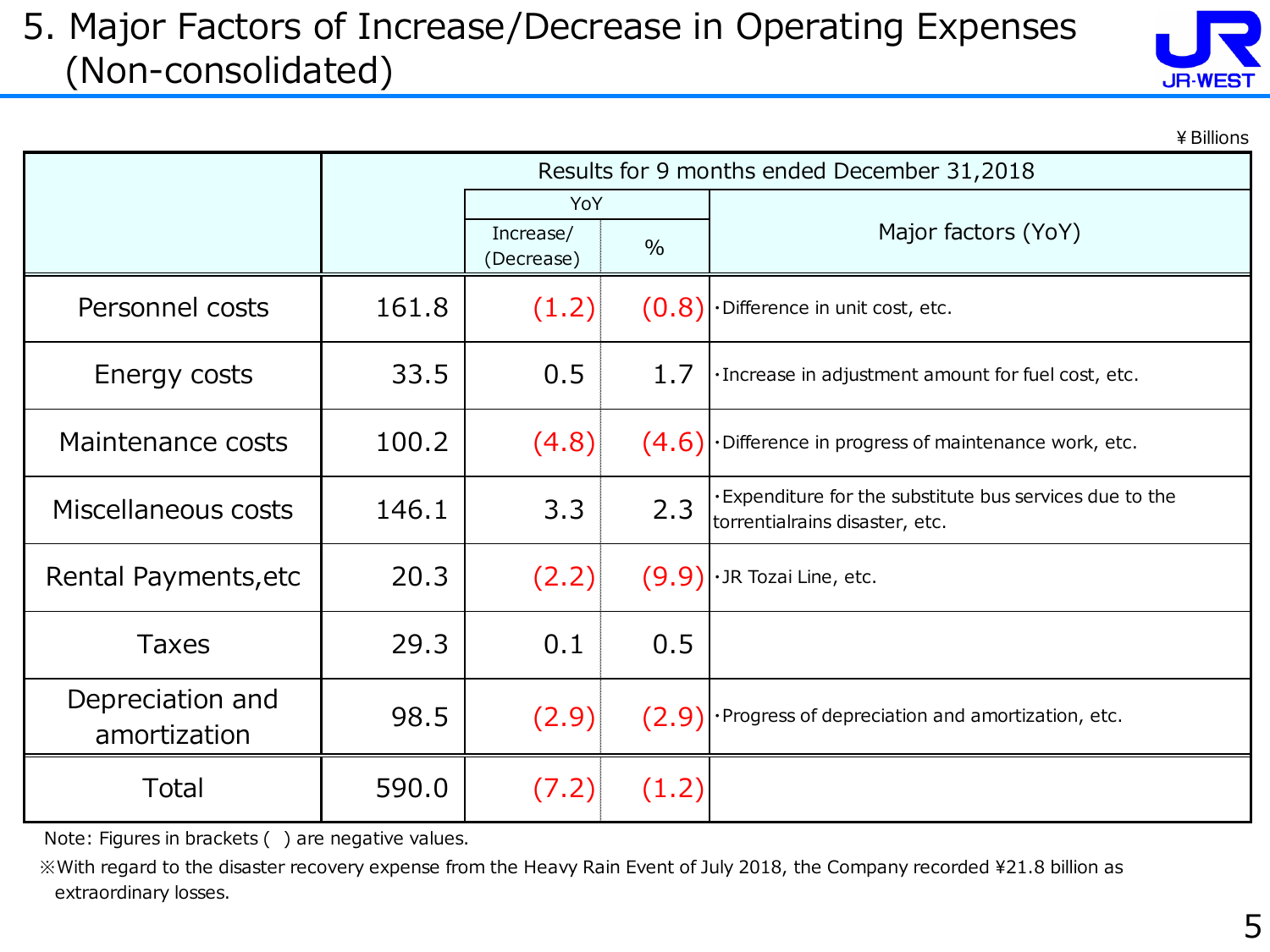# 5. Major Factors of Increase/Decrease in Operating Expenses (Non-consolidated)

¥Billions

| | Results for 9 months ended December 31,2018 | | | |
|---|---|---|---|---|
| | | YoY | | Major factors (YoY) |
| | | Increase/ (Decrease) | % | |
| Personnel costs | 161.8 | (1.2) | (0.8) | ・Difference in unit cost, etc. |
| Energy costs | 33.5 | 0.5 | 1.7 | ・Increase in adjustment amount for fuel cost, etc. |
| Maintenance costs | 100.2 | (4.8) | (4.6) | ・Difference in progress of maintenance work, etc. |
| Miscellaneous costs | 146.1 | 3.3 | 2.3 | ・Expenditure for the substitute bus services due to the torrentialrains disaster, etc. |
| Rental Payments,etc | 20.3 | (2.2) | (9.9) | ・JR Tozai Line, etc. |
| Taxes | 29.3 | 0.1 | 0.5 | |
| Depreciation and amortization | 98.5 | (2.9) | (2.9) | ・Progress of depreciation and amortization, etc. |
| Total | 590.0 | (7.2) | (1.2) | |

Note: Figures in brackets ( ) are negative values.

※With regard to the disaster recovery expense from the Heavy Rain Event of July 2018, the Company recorded ¥21.8 billion as extraordinary losses.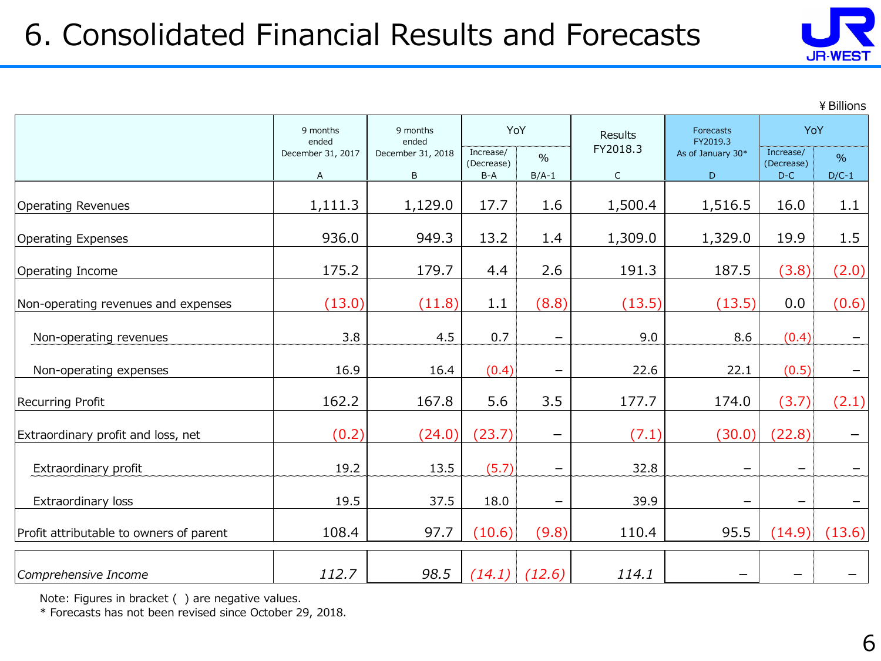# 6. Consolidated Financial Results and Forecasts

¥ Billions

| | 9 months ended December 31, 2017 | 9 months ended December 31, 2018 | YoY | | Results FY2018.3 | Forecasts FY2019.3 As of January 30* | YoY | |
|---|---|---|---|---|---|---|---|---|
| | | | Increase/ (Decrease) | % | | | Increase/ (Decrease) | % |
| | A | B | B-A | B/A-1 | C | D | D-C | D/C-1 |
| Operating Revenues | 1,111.3 | 1,129.0 | 17.7 | 1.6 | 1,500.4 | 1,516.5 | 16.0 | 1.1 |
| Operating Expenses | 936.0 | 949.3 | 13.2 | 1.4 | 1,309.0 | 1,329.0 | 19.9 | 1.5 |
| Operating Income | 175.2 | 179.7 | 4.4 | 2.6 | 191.3 | 187.5 | (3.8) | (2.0) |
| Non-operating revenues and expenses | (13.0) | (11.8) | 1.1 | (8.8) | (13.5) | (13.5) | 0.0 | (0.6) |
| Non-operating revenues | 3.8 | 4.5 | 0.7 | – | 9.0 | 8.6 | (0.4) | – |
| Non-operating expenses | 16.9 | 16.4 | (0.4) | – | 22.6 | 22.1 | (0.5) | – |
| Recurring Profit | 162.2 | 167.8 | 5.6 | 3.5 | 177.7 | 174.0 | (3.7) | (2.1) |
| Extraordinary profit and loss, net | (0.2) | (24.0) | (23.7) | – | (7.1) | (30.0) | (22.8) | – |
| Extraordinary profit | 19.2 | 13.5 | (5.7) | – | 32.8 | – | – | – |
| Extraordinary loss | 19.5 | 37.5 | 18.0 | – | 39.9 | – | – | – |
| Profit attributable to owners of parent | 108.4 | 97.7 | (10.6) | (9.8) | 110.4 | 95.5 | (14.9) | (13.6) |
| *Comprehensive Income* | *112.7* | *98.5* | *(14.1)* | *(12.6)* | *114.1* | – | – | – |

Note: Figures in bracket ( ) are negative values.

* Forecasts has not been revised since October 29, 2018.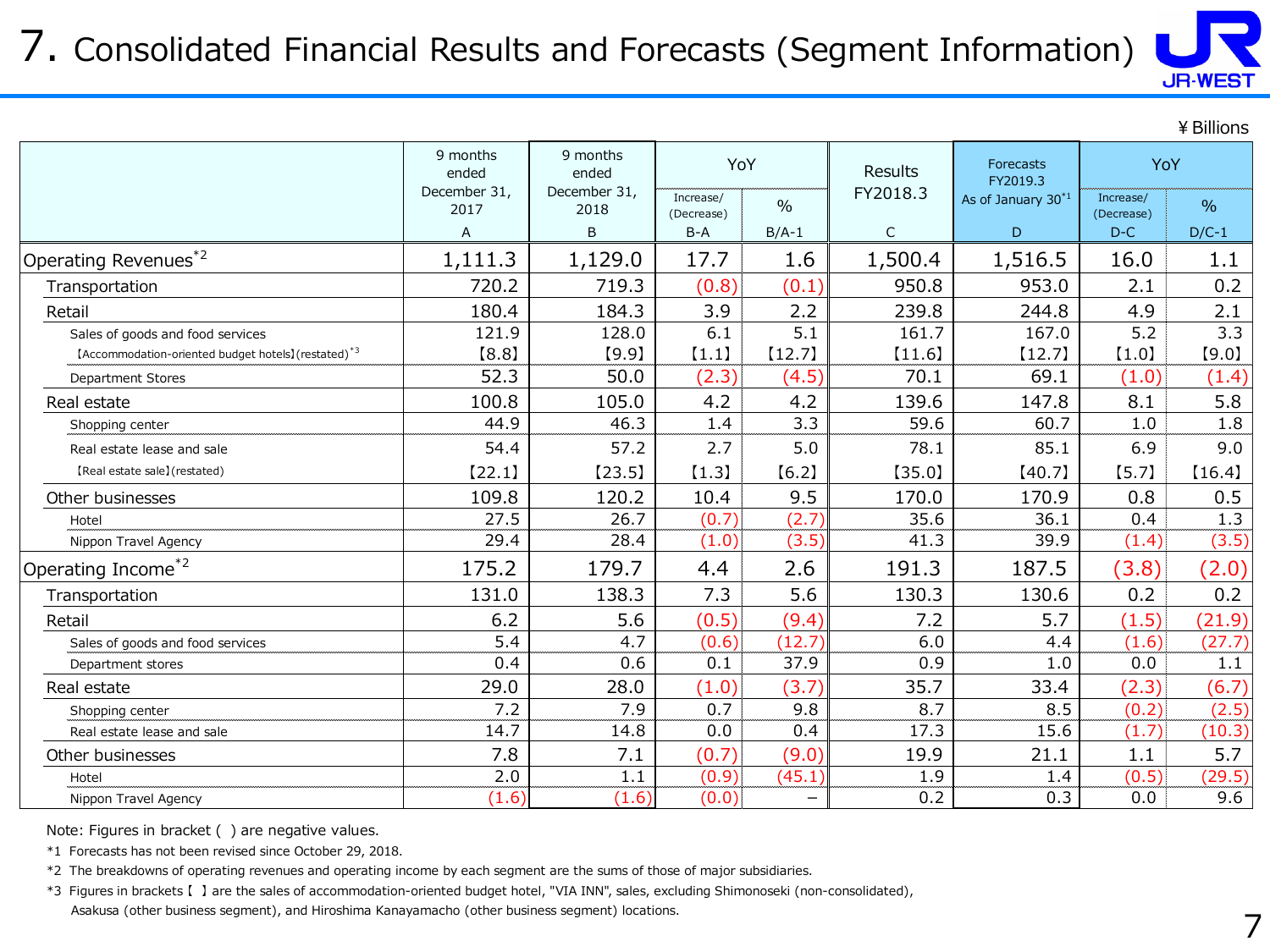# 7. Consolidated Financial Results and Forecasts (Segment Information)

¥Billions

| | 9 months ended December 31, 2017 | 9 months ended December 31, 2018 | YoY | | Results FY2018.3 | Forecasts FY2019.3 As of January 30[*1] | YoY | |
|---|---|---|---|---|---|---|---|---|
| | | | Increase/ (Decrease) | % | | | Increase/ (Decrease) | % |
| | A | B | B-A | B/A-1 | C | D | D-C | D/C-1 |
| Operating Revenues[*2] | 1,111.3 | 1,129.0 | 17.7 | 1.6 | 1,500.4 | 1,516.5 | 16.0 | 1.1 |
| Transportation | 720.2 | 719.3 | (0.8) | (0.1) | 950.8 | 953.0 | 2.1 | 0.2 |
| Retail | 180.4 | 184.3 | 3.9 | 2.2 | 239.8 | 244.8 | 4.9 | 2.1 |
| Sales of goods and food services | 121.9 | 128.0 | 6.1 | 5.1 | 161.7 | 167.0 | 5.2 | 3.3 |
| 【Accommodation-oriented budget hotels】(restated)[*3] | 【8.8】 | 【9.9】 | 【1.1】 | 【12.7】 | 【11.6】 | 【12.7】 | 【1.0】 | 【9.0】 |
| Department Stores | 52.3 | 50.0 | (2.3) | (4.5) | 70.1 | 69.1 | (1.0) | (1.4) |
| Real estate | 100.8 | 105.0 | 4.2 | 4.2 | 139.6 | 147.8 | 8.1 | 5.8 |
| Shopping center | 44.9 | 46.3 | 1.4 | 3.3 | 59.6 | 60.7 | 1.0 | 1.8 |
| Real estate lease and sale | 54.4 | 57.2 | 2.7 | 5.0 | 78.1 | 85.1 | 6.9 | 9.0 |
| 【Real estate sale】(restated) | 【22.1】 | 【23.5】 | 【1.3】 | 【6.2】 | 【35.0】 | 【40.7】 | 【5.7】 | 【16.4】 |
| Other businesses | 109.8 | 120.2 | 10.4 | 9.5 | 170.0 | 170.9 | 0.8 | 0.5 |
| Hotel | 27.5 | 26.7 | (0.7) | (2.7) | 35.6 | 36.1 | 0.4 | 1.3 |
| Nippon Travel Agency | 29.4 | 28.4 | (1.0) | (3.5) | 41.3 | 39.9 | (1.4) | (3.5) |
| Operating Income[*2] | 175.2 | 179.7 | 4.4 | 2.6 | 191.3 | 187.5 | (3.8) | (2.0) |
| Transportation | 131.0 | 138.3 | 7.3 | 5.6 | 130.3 | 130.6 | 0.2 | 0.2 |
| Retail | 6.2 | 5.6 | (0.5) | (9.4) | 7.2 | 5.7 | (1.5) | (21.9) |
| Sales of goods and food services | 5.4 | 4.7 | (0.6) | (12.7) | 6.0 | 4.4 | (1.6) | (27.7) |
| Department stores | 0.4 | 0.6 | 0.1 | 37.9 | 0.9 | 1.0 | 0.0 | 1.1 |
| Real estate | 29.0 | 28.0 | (1.0) | (3.7) | 35.7 | 33.4 | (2.3) | (6.7) |
| Shopping center | 7.2 | 7.9 | 0.7 | 9.8 | 8.7 | 8.5 | (0.2) | (2.5) |
| Real estate lease and sale | 14.7 | 14.8 | 0.0 | 0.4 | 17.3 | 15.6 | (1.7) | (10.3) |
| Other businesses | 7.8 | 7.1 | (0.7) | (9.0) | 19.9 | 21.1 | 1.1 | 5.7 |
| Hotel | 2.0 | 1.1 | (0.9) | (45.1) | 1.9 | 1.4 | (0.5) | (29.5) |
| Nippon Travel Agency | (1.6) | (1.6) | (0.0) | – | 0.2 | 0.3 | 0.0 | 9.6 |

Note: Figures in bracket ( ) are negative values.

*1 Forecasts has not been revised since October 29, 2018.

*2 The breakdowns of operating revenues and operating income by each segment are the sums of those of major subsidiaries.

*3 Figures in brackets【 】are the sales of accommodation-oriented budget hotel, "VIA INN", sales, excluding Shimonoseki (non-consolidated), Asakusa (other business segment), and Hiroshima Kanayamacho (other business segment) locations.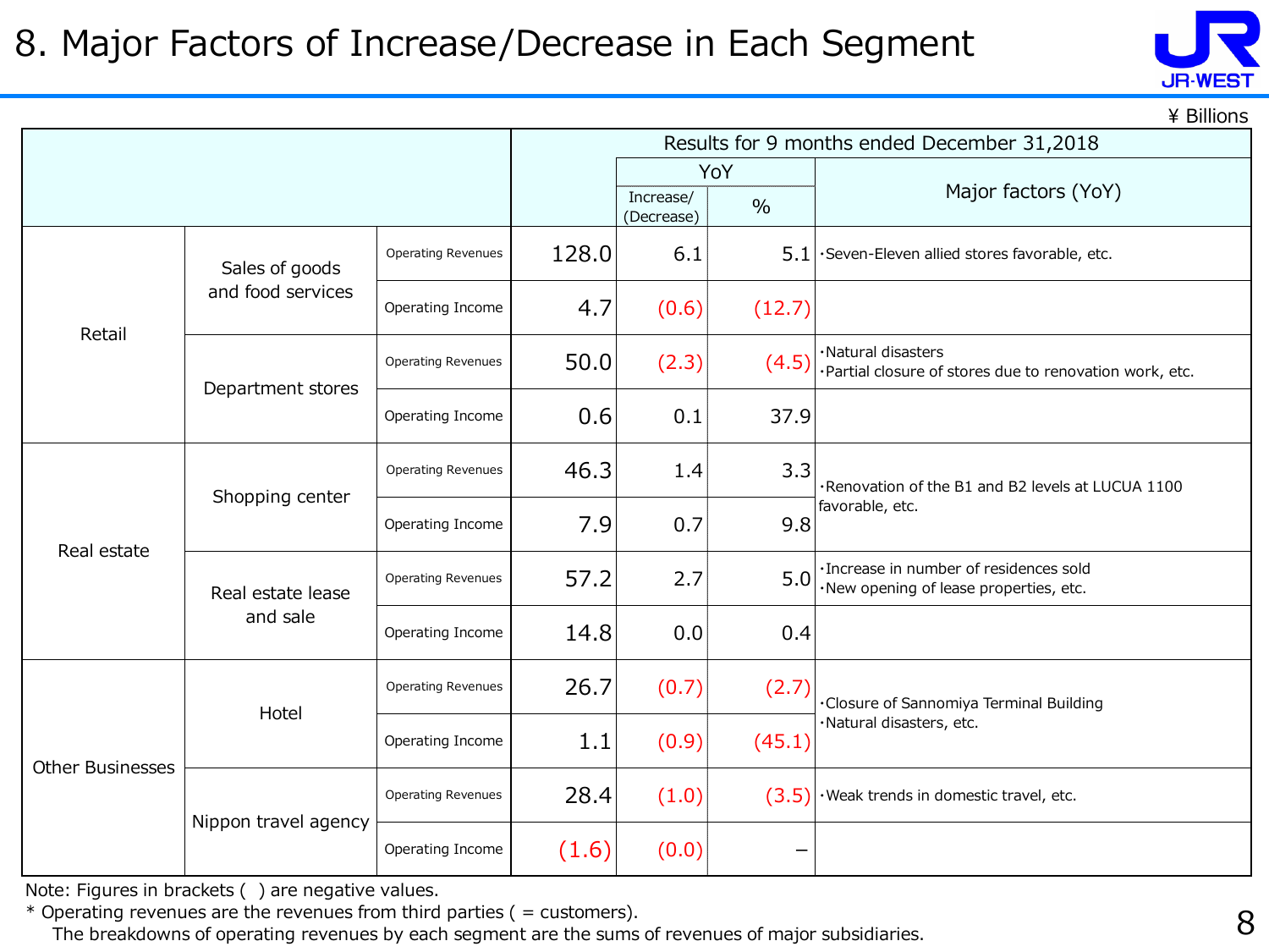# 8. Major Factors of Increase/Decrease in Each Segment

¥ Billions

| | | | Results for 9 months ended December 31,2018 | | | |
|---|---|---|---|---|---|---|
| | | | | YoY | | Major factors (YoY) |
| | | | | Increase/ (Decrease) | % | |
| Retail | Sales of goods and food services | Operating Revenues | 128.0 | 6.1 | 5.1 | ･Seven-Eleven allied stores favorable, etc. |
| | | Operating Income | 4.7 | (0.6) | (12.7) | |
| | Department stores | Operating Revenues | 50.0 | (2.3) | (4.5) | ･Natural disasters<br>･Partial closure of stores due to renovation work, etc. |
| | | Operating Income | 0.6 | 0.1 | 37.9 | |
| Real estate | Shopping center | Operating Revenues | 46.3 | 1.4 | 3.3 | ･Renovation of the B1 and B2 levels at LUCUA 1100 favorable, etc. |
| | | Operating Income | 7.9 | 0.7 | 9.8 | |
| | Real estate lease and sale | Operating Revenues | 57.2 | 2.7 | 5.0 | ･Increase in number of residences sold<br>･New opening of lease properties, etc. |
| | | Operating Income | 14.8 | 0.0 | 0.4 | |
| Other Businesses | Hotel | Operating Revenues | 26.7 | (0.7) | (2.7) | ･Closure of Sannomiya Terminal Building<br>･Natural disasters, etc. |
| | | Operating Income | 1.1 | (0.9) | (45.1) | |
| | Nippon travel agency | Operating Revenues | 28.4 | (1.0) | (3.5) | ･Weak trends in domestic travel, etc. |
| | | Operating Income | (1.6) | (0.0) | – | |

Note: Figures in brackets ( ) are negative values.

* Operating revenues are the revenues from third parties ( = customers).
  The breakdowns of operating revenues by each segment are the sums of revenues of major subsidiaries.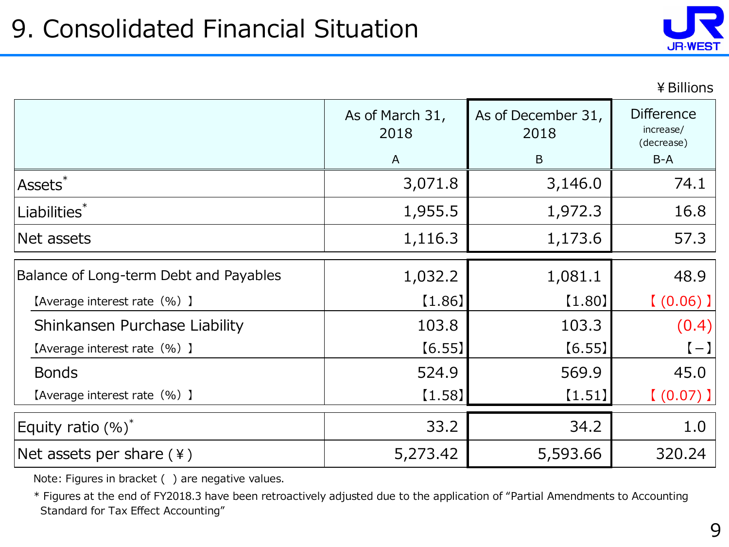# 9. Consolidated Financial Situation

¥Billions

| | As of March 31, 2018<br>A | As of December 31, 2018<br>B | Difference increase/(decrease)<br>B-A |
|---|---|---|---|
| Assets* | 3,071.8 | 3,146.0 | 74.1 |
| Liabilities* | 1,955.5 | 1,972.3 | 16.8 |
| Net assets | 1,116.3 | 1,173.6 | 57.3 |
| Balance of Long-term Debt and Payables | 1,032.2 | 1,081.1 | 48.9 |
| 【Average interest rate（%）】 | 【1.86】 | 【1.80】 | 【(0.06)】 |
| Shinkansen Purchase Liability | 103.8 | 103.3 | (0.4) |
| 【Average interest rate（%）】 | 【6.55】 | 【6.55】 | 【−】 |
| Bonds | 524.9 | 569.9 | 45.0 |
| 【Average interest rate（%）】 | 【1.58】 | 【1.51】 | 【(0.07)】 |
| Equity ratio (%)* | 33.2 | 34.2 | 1.0 |
| Net assets per share (¥) | 5,273.42 | 5,593.66 | 320.24 |

Note: Figures in bracket ( ) are negative values.

* Figures at the end of FY2018.3 have been retroactively adjusted due to the application of "Partial Amendments to Accounting Standard for Tax Effect Accounting"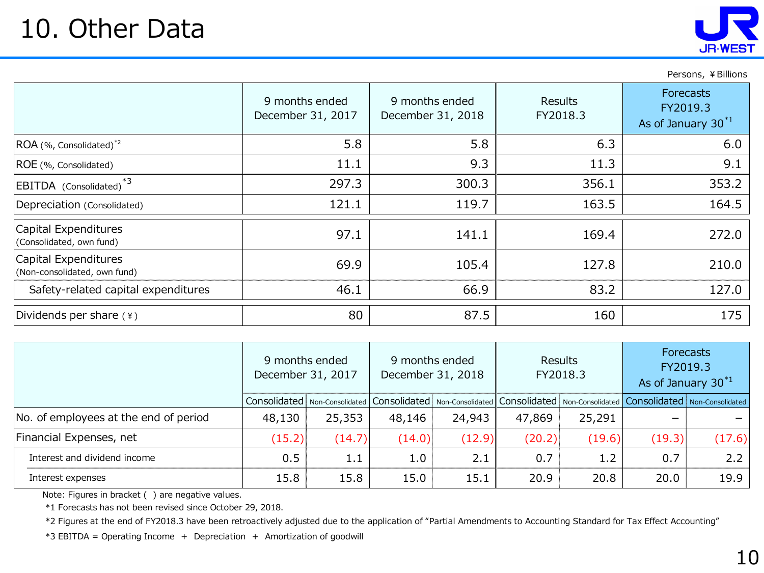# 10. Other Data

Persons, ￥Billions

| | 9 months ended December 31, 2017 | 9 months ended December 31, 2018 | Results FY2018.3 | Forecasts FY2019.3 As of January 30*1 |
|---|---|---|---|---|
| ROA (%, Consolidated)*2 | 5.8 | 5.8 | 6.3 | 6.0 |
| ROE (%, Consolidated) | 11.1 | 9.3 | 11.3 | 9.1 |
| EBITDA (Consolidated)*3 | 297.3 | 300.3 | 356.1 | 353.2 |
| Depreciation (Consolidated) | 121.1 | 119.7 | 163.5 | 164.5 |
| Capital Expenditures (Consolidated, own fund) | 97.1 | 141.1 | 169.4 | 272.0 |
| Capital Expenditures (Non-consolidated, own fund) | 69.9 | 105.4 | 127.8 | 210.0 |
| Safety-related capital expenditures | 46.1 | 66.9 | 83.2 | 127.0 |
| Dividends per share (￥) | 80 | 87.5 | 160 | 175 |

| | 9 months ended December 31, 2017 | | 9 months ended December 31, 2018 | | Results FY2018.3 | | Forecasts FY2019.3 As of January 30*1 | |
|---|---|---|---|---|---|---|---|---|
| | Consolidated | Non-Consolidated | Consolidated | Non-Consolidated | Consolidated | Non-Consolidated | Consolidated | Non-Consolidated |
| No. of employees at the end of period | 48,130 | 25,353 | 48,146 | 24,943 | 47,869 | 25,291 | – | – |
| Financial Expenses, net | (15.2) | (14.7) | (14.0) | (12.9) | (20.2) | (19.6) | (19.3) | (17.6) |
| Interest and dividend income | 0.5 | 1.1 | 1.0 | 2.1 | 0.7 | 1.2 | 0.7 | 2.2 |
| Interest expenses | 15.8 | 15.8 | 15.0 | 15.1 | 20.9 | 20.8 | 20.0 | 19.9 |

Note: Figures in bracket ( ) are negative values.

*1 Forecasts has not been revised since October 29, 2018.

*2 Figures at the end of FY2018.3 have been retroactively adjusted due to the application of "Partial Amendments to Accounting Standard for Tax Effect Accounting"

*3 EBITDA = Operating Income + Depreciation + Amortization of goodwill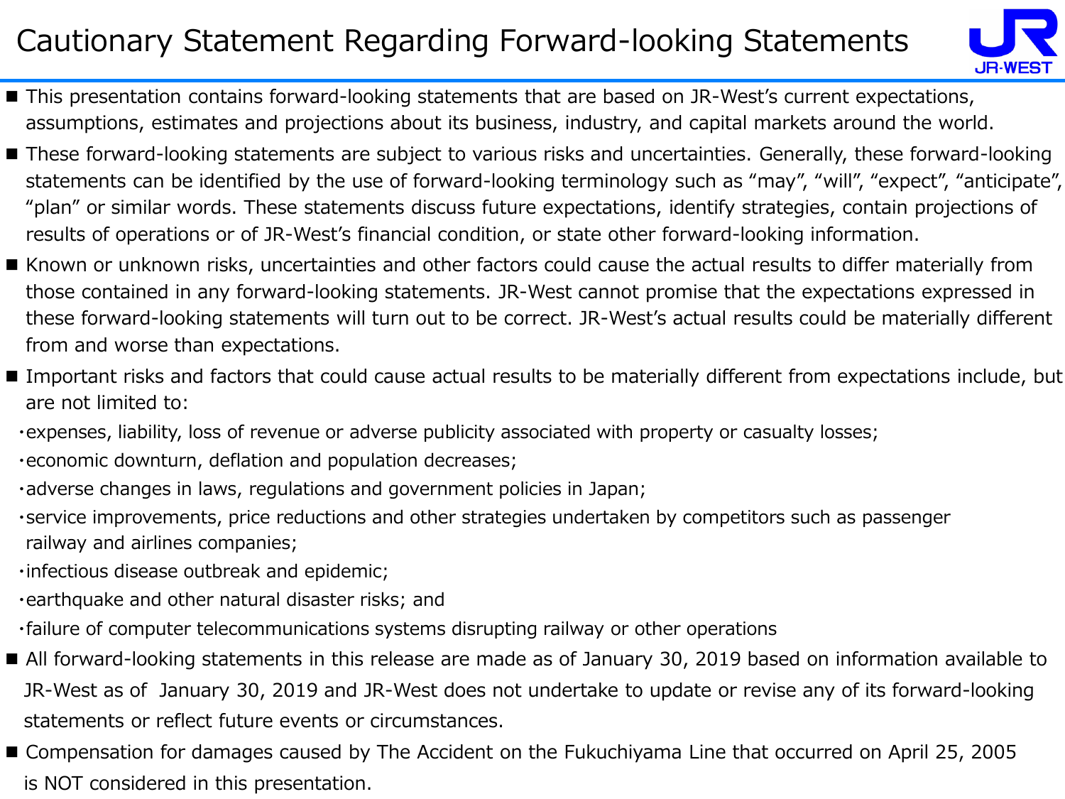# Cautionary Statement Regarding Forward-looking Statements

- This presentation contains forward-looking statements that are based on JR-West's current expectations, assumptions, estimates and projections about its business, industry, and capital markets around the world.
- These forward-looking statements are subject to various risks and uncertainties. Generally, these forward-looking statements can be identified by the use of forward-looking terminology such as "may", "will", "expect", "anticipate", "plan" or similar words. These statements discuss future expectations, identify strategies, contain projections of results of operations or of JR-West's financial condition, or state other forward-looking information.
- Known or unknown risks, uncertainties and other factors could cause the actual results to differ materially from those contained in any forward-looking statements. JR-West cannot promise that the expectations expressed in these forward-looking statements will turn out to be correct. JR-West's actual results could be materially different from and worse than expectations.
- Important risks and factors that could cause actual results to be materially different from expectations include, but are not limited to:
  - expenses, liability, loss of revenue or adverse publicity associated with property or casualty losses;
  - economic downturn, deflation and population decreases;
  - adverse changes in laws, regulations and government policies in Japan;
  - service improvements, price reductions and other strategies undertaken by competitors such as passenger railway and airlines companies;
  - infectious disease outbreak and epidemic;
  - earthquake and other natural disaster risks; and
  - failure of computer telecommunications systems disrupting railway or other operations
- All forward-looking statements in this release are made as of January 30, 2019 based on information available to JR-West as of January 30, 2019 and JR-West does not undertake to update or revise any of its forward-looking statements or reflect future events or circumstances.
- Compensation for damages caused by The Accident on the Fukuchiyama Line that occurred on April 25, 2005 is NOT considered in this presentation.